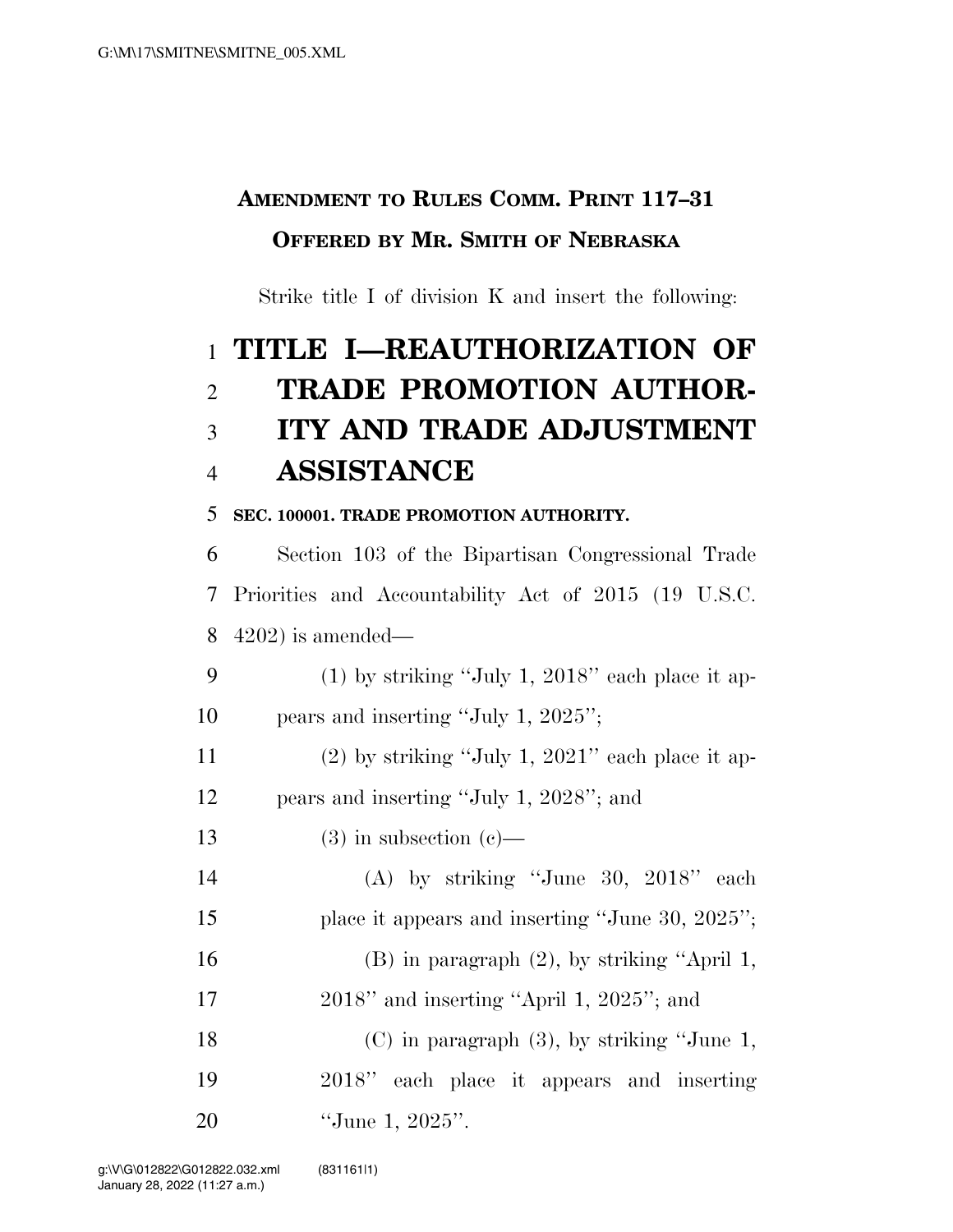**AMENDMENT TO RULES COMM. PRINT 117–31**

**OFFERED BY MR. SMITH OF NEBRASKA**

Strike title I of division K and insert the following:

# TITLE I—REAUTHORIZATION OF TRADE PROMOTION AUTHORITY AND TRADE ADJUSTMENT ASSISTANCE

**SEC. 100001. TRADE PROMOTION AUTHORITY.**

Section 103 of the Bipartisan Congressional Trade Priorities and Accountability Act of 2015 (19 U.S.C. 4202) is amended—

(1) by striking "July 1, 2018" each place it appears and inserting "July 1, 2025";

(2) by striking "July 1, 2021" each place it appears and inserting "July 1, 2028"; and

(3) in subsection (c)—

(A) by striking "June 30, 2018" each place it appears and inserting "June 30, 2025";

(B) in paragraph (2), by striking "April 1, 2018" and inserting "April 1, 2025"; and

(C) in paragraph (3), by striking "June 1, 2018" each place it appears and inserting "June 1, 2025".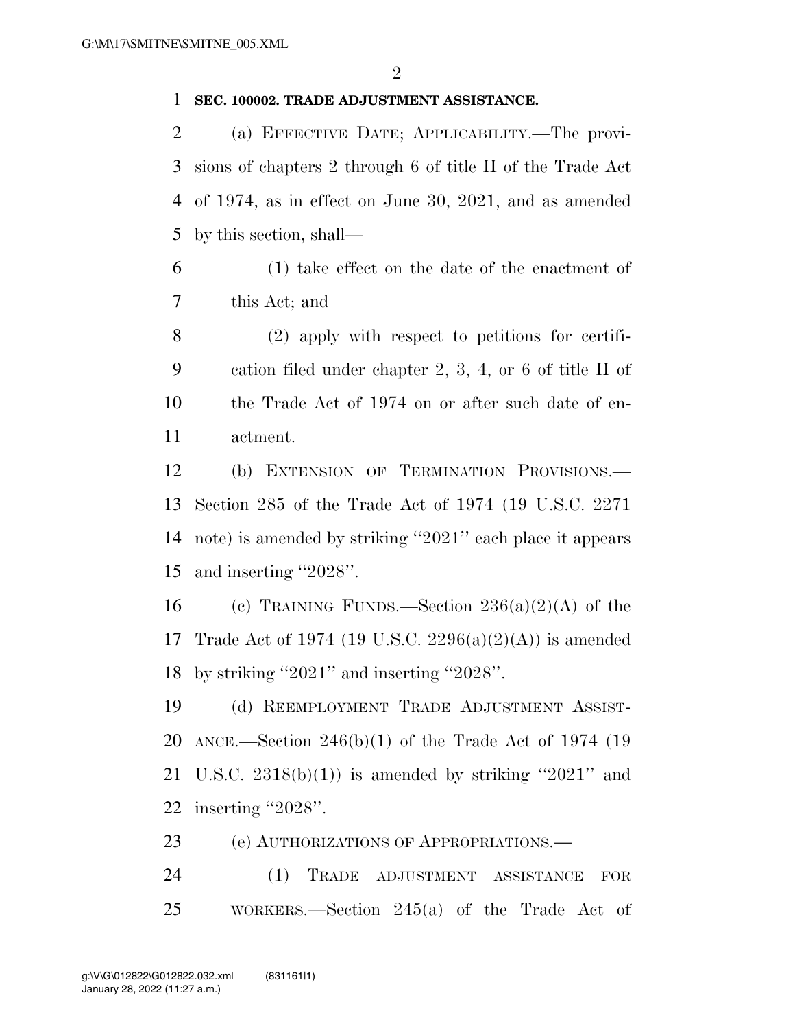**SEC. 100002. TRADE ADJUSTMENT ASSISTANCE.**

(a) EFFECTIVE DATE; APPLICABILITY.—The provisions of chapters 2 through 6 of title II of the Trade Act of 1974, as in effect on June 30, 2021, and as amended by this section, shall—

(1) take effect on the date of the enactment of this Act; and

(2) apply with respect to petitions for certification filed under chapter 2, 3, 4, or 6 of title II of the Trade Act of 1974 on or after such date of enactment.

(b) EXTENSION OF TERMINATION PROVISIONS.—Section 285 of the Trade Act of 1974 (19 U.S.C. 2271 note) is amended by striking ''2021'' each place it appears and inserting ''2028''.

(c) TRAINING FUNDS.—Section 236(a)(2)(A) of the Trade Act of 1974 (19 U.S.C. 2296(a)(2)(A)) is amended by striking ''2021'' and inserting ''2028''.

(d) REEMPLOYMENT TRADE ADJUSTMENT ASSISTANCE.—Section 246(b)(1) of the Trade Act of 1974 (19 U.S.C. 2318(b)(1)) is amended by striking ''2021'' and inserting ''2028''.

(e) AUTHORIZATIONS OF APPROPRIATIONS.—

(1) TRADE ADJUSTMENT ASSISTANCE FOR WORKERS.—Section 245(a) of the Trade Act of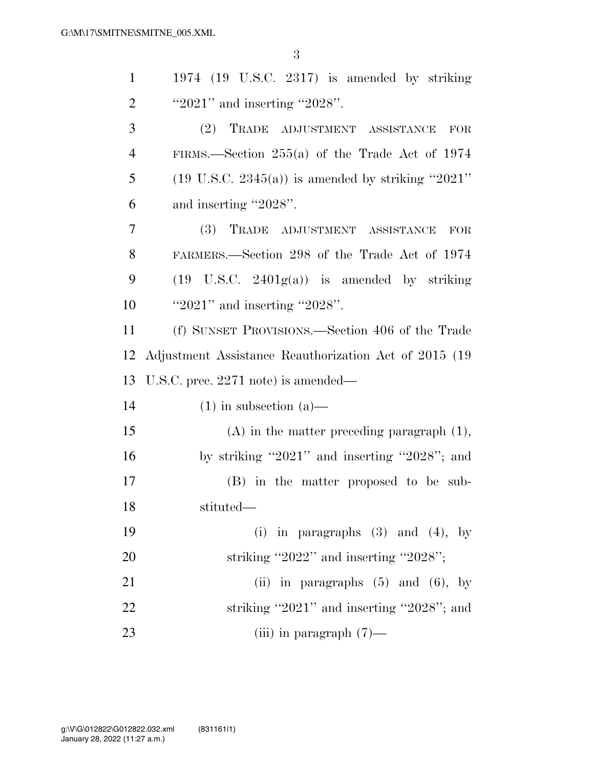1974 (19 U.S.C. 2317) is amended by striking "2021" and inserting "2028".

(2) TRADE ADJUSTMENT ASSISTANCE FOR FIRMS.—Section 255(a) of the Trade Act of 1974 (19 U.S.C. 2345(a)) is amended by striking "2021" and inserting "2028".

(3) TRADE ADJUSTMENT ASSISTANCE FOR FARMERS.—Section 298 of the Trade Act of 1974 (19 U.S.C. 2401g(a)) is amended by striking "2021" and inserting "2028".

(f) SUNSET PROVISIONS.—Section 406 of the Trade Adjustment Assistance Reauthorization Act of 2015 (19 U.S.C. prec. 2271 note) is amended—

(1) in subsection (a)—

(A) in the matter preceding paragraph (1), by striking "2021" and inserting "2028"; and

(B) in the matter proposed to be substituted—

(i) in paragraphs (3) and (4), by striking "2022" and inserting "2028";

(ii) in paragraphs (5) and (6), by striking "2021" and inserting "2028"; and

(iii) in paragraph (7)—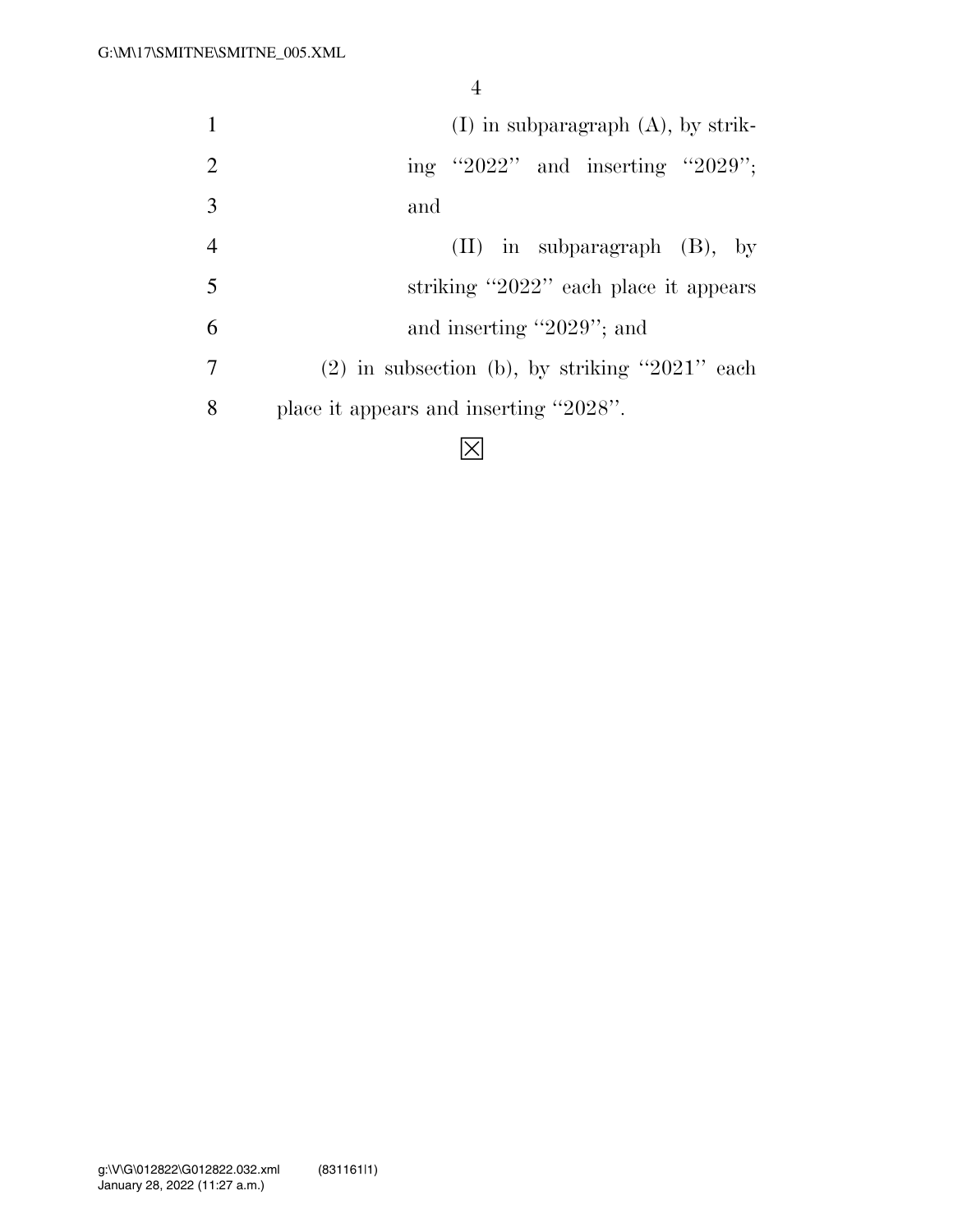(I) in subparagraph (A), by striking "2022" and inserting "2029"; and

(II) in subparagraph (B), by striking "2022" each place it appears and inserting "2029"; and

(2) in subsection (b), by striking "2021" each place it appears and inserting "2028".

☒